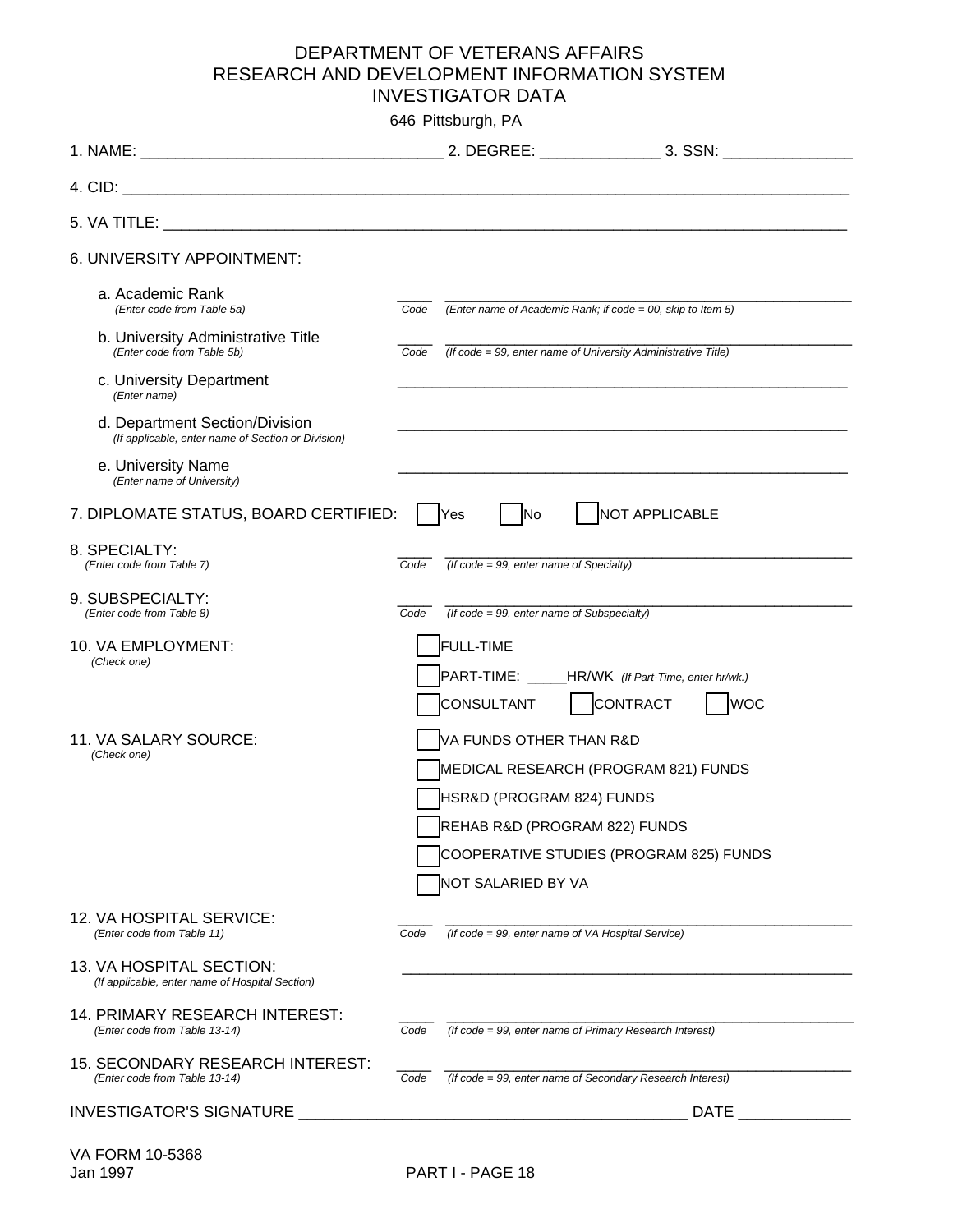# DEPARTMENT OF VETERANS AFFAIRS
## RESEARCH AND DEVELOPMENT INFORMATION SYSTEM
## INVESTIGATOR DATA

646 Pittsburgh, PA

1. NAME: ________________________________ 2. DEGREE: _____________ 3. SSN: ______________

4. CID: ________________________________________________________________________________

5. VA TITLE: ____________________________________________________________________________

6. UNIVERSITY APPOINTMENT:

a. Academic Rank
*(Enter code from Table 5a)*
____ Code ________________________________________________
*(Enter name of Academic Rank; if code = 00, skip to Item 5)*

b. University Administrative Title
*(Enter code from Table 5b)*
____ Code ________________________________________________
*(If code = 99, enter name of University Administrative Title)*

c. University Department
*(Enter name)*
________________________________________________

d. Department Section/Division
*(If applicable, enter name of Section or Division)*
________________________________________________

e. University Name
*(Enter name of University)*
________________________________________________

7. DIPLOMATE STATUS, BOARD CERTIFIED: ☐ Yes ☐ No ☐ NOT APPLICABLE

8. SPECIALTY:
*(Enter code from Table 7)*
____ Code ________________________________________________
*(If code = 99, enter name of Specialty)*

9. SUBSPECIALTY:
*(Enter code from Table 8)*
____ Code ________________________________________________
*(If code = 99, enter name of Subspecialty)*

10. VA EMPLOYMENT:
*(Check one)*

☐ FULL-TIME

☐ PART-TIME: _____HR/WK *(If Part-Time, enter hr/wk.)*

☐ CONSULTANT ☐ CONTRACT ☐ WOC

11. VA SALARY SOURCE:
*(Check one)*

☐ VA FUNDS OTHER THAN R&D

☐ MEDICAL RESEARCH (PROGRAM 821) FUNDS

☐ HSR&D (PROGRAM 824) FUNDS

☐ REHAB R&D (PROGRAM 822) FUNDS

☐ COOPERATIVE STUDIES (PROGRAM 825) FUNDS

☐ NOT SALARIED BY VA

12. VA HOSPITAL SERVICE:
*(Enter code from Table 11)*
____ Code ________________________________________________
*(If code = 99, enter name of VA Hospital Service)*

13. VA HOSPITAL SECTION:
*(If applicable, enter name of Hospital Section)*
________________________________________________

14. PRIMARY RESEARCH INTEREST:
*(Enter code from Table 13-14)*
____ Code ________________________________________________
*(If code = 99, enter name of Primary Research Interest)*

15. SECONDARY RESEARCH INTEREST:
*(Enter code from Table 13-14)*
____ Code ________________________________________________
*(If code = 99, enter name of Secondary Research Interest)*

INVESTIGATOR'S SIGNATURE ____________________________________________ DATE ____________

VA FORM 10-5368
Jan 1997

PART I - PAGE 18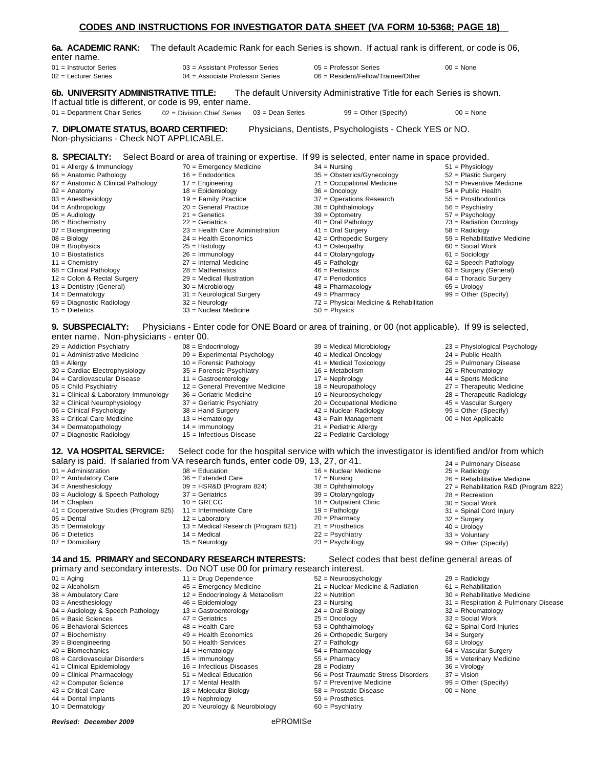## CODES AND INSTRUCTIONS FOR INVESTIGATOR DATA SHEET (VA FORM 10-5368; PAGE 18)

**6a. ACADEMIC RANK:** The default Academic Rank for each Series is shown. If actual rank is different, or code is 06, enter name.

| | | | |
|---|---|---|---|
| 01 = Instructor Series | 03 = Assistant Professor Series | 05 = Professor Series | 00 = None |
| 02 = Lecturer Series | 04 = Associate Professor Series | 06 = Resident/Fellow/Trainee/Other | |

**6b. UNIVERSITY ADMINISTRATIVE TITLE:** The default University Administrative Title for each Series is shown. If actual title is different, or code is 99, enter name.

01 = Department Chair Series   02 = Division Chief Series   03 = Dean Series   99 = Other (Specify)   00 = None

**7. DIPLOMATE STATUS, BOARD CERTIFIED:** Physicians, Dentists, Psychologists - Check YES or NO. Non-physicians - Check NOT APPLICABLE.

**8. SPECIALTY:** Select Board or area of training or expertise. If 99 is selected, enter name in space provided.

| | | | |
|---|---|---|---|
| 01 = Allergy & Immunology | 70 = Emergency Medicine | 34 = Nursing | 51 = Physiology |
| 66 = Anatomic Pathology | 16 = Endodontics | 35 = Obstetrics/Gynecology | 52 = Plastic Surgery |
| 67 = Anatomic & Clinical Pathology | 17 = Engineering | 71 = Occupational Medicine | 53 = Preventive Medicine |
| 02 = Anatomy | 18 = Epidemiology | 36 = Oncology | 54 = Public Health |
| 03 = Anesthesiology | 19 = Family Practice | 37 = Operations Research | 55 = Prosthodontics |
| 04 = Anthropology | 20 = General Practice | 38 = Ophthalmology | 56 = Psychiatry |
| 05 = Audiology | 21 = Genetics | 39 = Optometry | 57 = Psychology |
| 06 = Biochemistry | 22 = Geriatrics | 40 = Oral Pathology | 73 = Radiation Oncology |
| 07 = Bioengineering | 23 = Health Care Administration | 41 = Oral Surgery | 58 = Radiology |
| 08 = Biology | 24 = Health Economics | 42 = Orthopedic Surgery | 59 = Rehabilitative Medicine |
| 09 = Biophysics | 25 = Histology | 43 = Osteopathy | 60 = Social Work |
| 10 = Biostatistics | 26 = Immunology | 44 = Otolaryngology | 61 = Sociology |
| 11 = Chemistry | 27 = Internal Medicine | 45 = Pathology | 62 = Speech Pathology |
| 68 = Clinical Pathology | 28 = Mathematics | 46 = Pediatrics | 63 = Surgery (General) |
| 12 = Colon & Rectal Surgery | 29 = Medical Illustration | 47 = Periodontics | 64 = Thoracic Surgery |
| 13 = Dentistry (General) | 30 = Microbiology | 48 = Pharmacology | 65 = Urology |
| 14 = Dermatology | 31 = Neurological Surgery | 49 = Pharmacy | 99 = Other (Specify) |
| 69 = Diagnostic Radiology | 32 = Neurology | 72 = Physical Medicine & Rehabilitation | |
| 15 = Dietetics | 33 = Nuclear Medicine | 50 = Physics | |

**9. SUBSPECIALTY:** Physicians - Enter code for ONE Board or area of training, or 00 (not applicable). If 99 is selected, enter name. Non-physicians - enter 00.

| | | | |
|---|---|---|---|
| 29 = Addiction Psychiatry | 08 = Endocrinology | 39 = Medical Microbiology | 23 = Physiological Psychology |
| 01 = Administrative Medicine | 09 = Experimental Psychology | 40 = Medical Oncology | 24 = Public Health |
| 03 = Allergy | 10 = Forensic Pathology | 41 = Medical Toxicology | 25 = Pulmonary Disease |
| 30 = Cardiac Electrophysiology | 35 = Forensic Psychiatry | 16 = Metabolism | 26 = Rheumatology |
| 04 = Cardiovascular Disease | 11 = Gastroenterology | 17 = Nephrology | 44 = Sports Medicine |
| 05 = Child Psychiatry | 12 = General Preventive Medicine | 18 = Neuropathology | 27 = Therapeutic Medicine |
| 31 = Clinical & Laboratory Immunology | 36 = Geriatric Medicine | 19 = Neuropsychology | 28 = Therapeutic Radiology |
| 32 = Clinical Neurophysiology | 37 = Geriatric Psychiatry | 20 = Occupational Medicine | 45 = Vascular Surgery |
| 06 = Clinical Psychology | 38 = Hand Surgery | 42 = Nuclear Radiology | 99 = Other (Specify) |
| 33 = Critical Care Medicine | 13 = Hematology | 43 = Pain Management | 00 = Not Applicable |
| 34 = Dermatopathology | 14 = Immunology | 21 = Pediatric Allergy | |
| 07 = Diagnostic Radiology | 15 = Infectious Disease | 22 = Pediatric Cardiology | |

**12. VA HOSPITAL SERVICE:** Select code for the hospital service with which the investigator is identified and/or from which salary is paid. If salaried from VA research funds, enter code 09, 13, 27, or 41.

| | | | |
|---|---|---|---|
| 01 = Administration | 08 = Education | 16 = Nuclear Medicine | 24 = Pulmonary Disease |
| 02 = Ambulatory Care | 36 = Extended Care | 17 = Nursing | 25 = Radiology |
| 34 = Anesthesiology | 09 = HSR&D (Program 824) | 38 = Ophthalmology | 26 = Rehabilitative Medicine |
| 03 = Audiology & Speech Pathology | 37 = Geriatrics | 39 = Otolaryngology | 27 = Rehabilitation R&D (Program 822) |
| 04 = Chaplain | 10 = GRECC | 18 = Outpatient Clinic | 28 = Recreation |
| 41 = Cooperative Studies (Program 825) | 11 = Intermediate Care | 19 = Pathology | 30 = Social Work |
| 05 = Dental | 12 = Laboratory | 20 = Pharmacy | 31 = Spinal Cord Injury |
| 35 = Dermatology | 13 = Medical Research (Program 821) | 21 = Prosthetics | 32 = Surgery |
| 06 = Dietetics | 14 = Medical | 22 = Psychiatry | 40 = Urology |
| 07 = Domiciliary | 15 = Neurology | 23 = Psychology | 33 = Voluntary |
| | | | 99 = Other (Specify) |

**14 and 15. PRIMARY and SECONDARY RESEARCH INTERESTS:** Select codes that best define general areas of primary and secondary interests. Do NOT use 00 for primary research interest.

| | | | |
|---|---|---|---|
| 01 = Aging | 11 = Drug Dependence | 52 = Neuropsychology | 29 = Radiology |
| 02 = Alcoholism | 45 = Emergency Medicine | 21 = Nuclear Medicine & Radiation | 61 = Rehabilitation |
| 38 = Ambulatory Care | 12 = Endocrinology & Metabolism | 22 = Nutrition | 30 = Rehabilitative Medicine |
| 03 = Anesthesiology | 46 = Epidemiology | 23 = Nursing | 31 = Respiration & Pulmonary Disease |
| 04 = Audiology & Speech Pathology | 13 = Gastroenterology | 24 = Oral Biology | 32 = Rheumatology |
| 05 = Basic Sciences | 47 = Geriatrics | 25 = Oncology | 33 = Social Work |
| 06 = Behavioral Sciences | 48 = Health Care | 53 = Ophthalmology | 62 = Spinal Cord Injuries |
| 07 = Biochemistry | 49 = Health Economics | 26 = Orthopedic Surgery | 34 = Surgery |
| 39 = Bioengineering | 50 = Health Services | 27 = Pathology | 63 = Urology |
| 40 = Biomechanics | 14 = Hematology | 54 = Pharmacology | 64 = Vascular Surgery |
| 08 = Cardiovascular Disorders | 15 = Immunology | 55 = Pharmacy | 35 = Veterinary Medicine |
| 41 = Clinical Epidemiology | 16 = Infectious Diseases | 28 = Podiatry | 36 = Virology |
| 09 = Clinical Pharmacology | 51 = Medical Education | 56 = Post Traumatic Stress Disorders | 37 = Vision |
| 42 = Computer Science | 17 = Mental Health | 57 = Preventive Medicine | 99 = Other (Specify) |
| 43 = Critical Care | 18 = Molecular Biology | 58 = Prostatic Disease | 00 = None |
| 44 = Dental Implants | 19 = Nephrology | 59 = Prosthetics | |
| 10 = Dermatology | 20 = Neurology & Neurobiology | 60 = Psychiatry | |

*Revised: December 2009*   ePROMISe